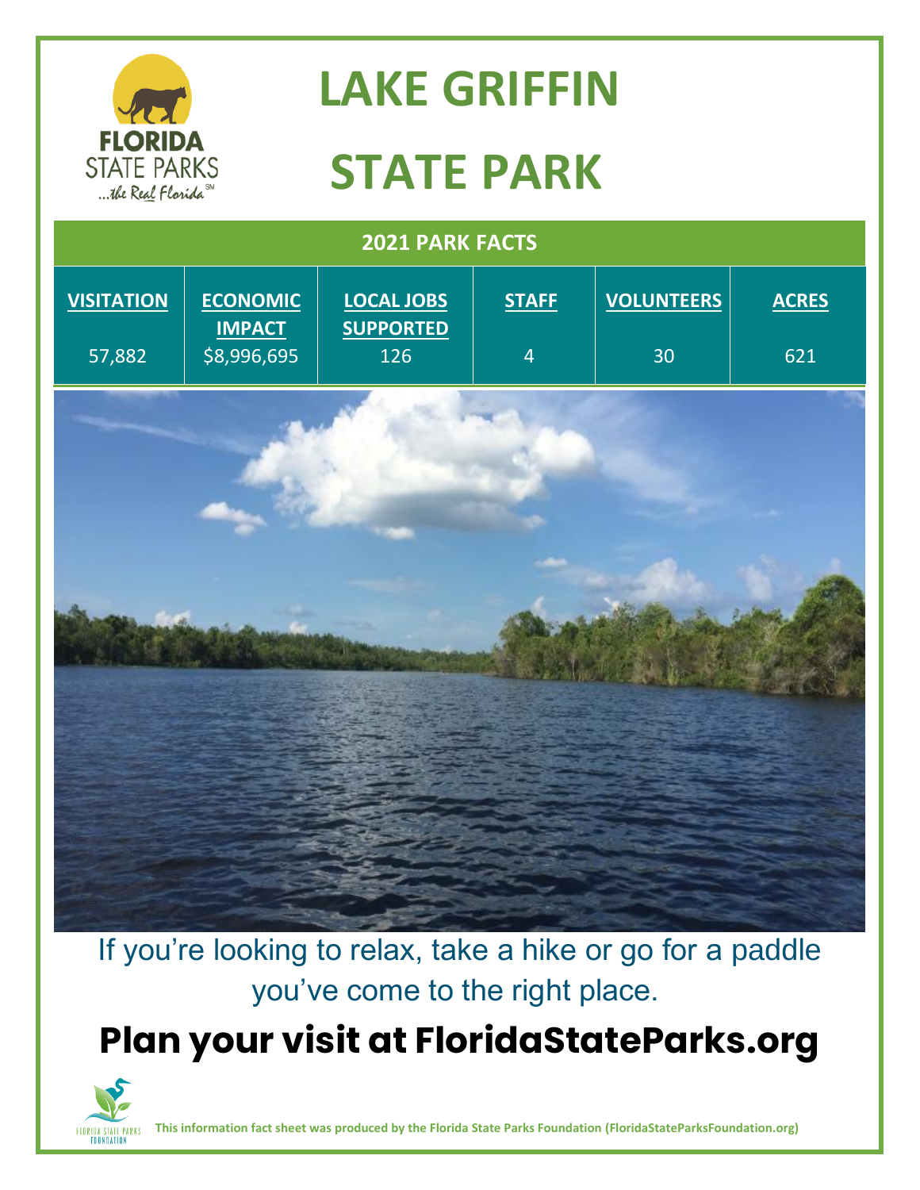# LAKE GRIFFIN STATE PARK

## 2021 PARK FACTS

| VISITATION | ECONOMIC IMPACT | LOCAL JOBS SUPPORTED | STAFF | VOLUNTEERS | ACRES |
|---|---|---|---|---|---|
| 57,882 | $8,996,695 | 126 | 4 | 30 | 621 |

If you're looking to relax, take a hike or go for a paddle you've come to the right place.

## Plan your visit at FloridaStateParks.org

**This information fact sheet was produced by the Florida State Parks Foundation (FloridaStateParksFoundation.org)**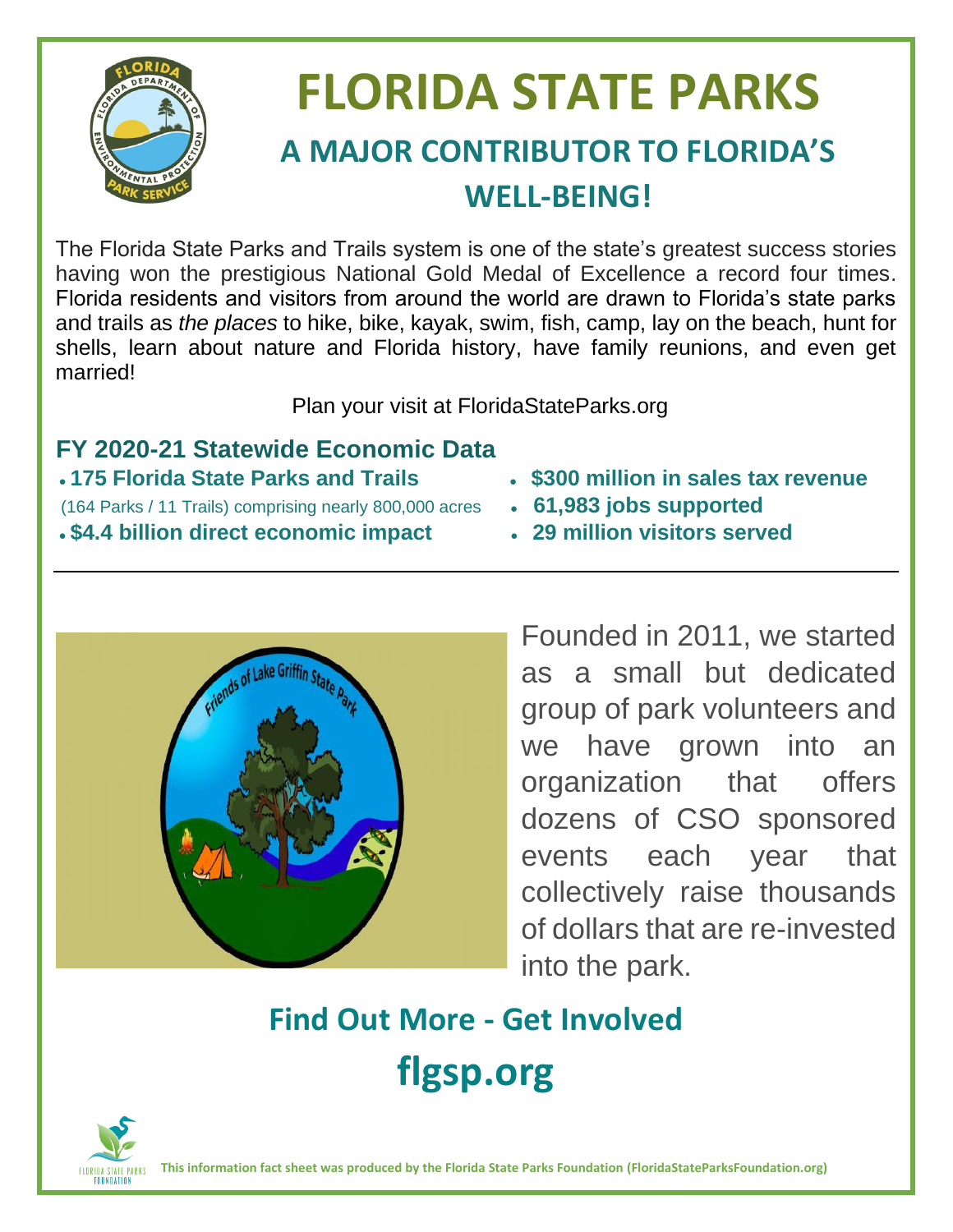# FLORIDA STATE PARKS

## A MAJOR CONTRIBUTOR TO FLORIDA'S WELL-BEING!

The Florida State Parks and Trails system is one of the state's greatest success stories having won the prestigious National Gold Medal of Excellence a record four times. Florida residents and visitors from around the world are drawn to Florida's state parks and trails as *the places* to hike, bike, kayak, swim, fish, camp, lay on the beach, hunt for shells, learn about nature and Florida history, have family reunions, and even get married!

Plan your visit at FloridaStateParks.org

### FY 2020-21 Statewide Economic Data

- **175 Florida State Parks and Trails**
  (164 Parks / 11 Trails) comprising nearly 800,000 acres
- **$4.4 billion direct economic impact**
- **$300 million in sales tax revenue**
- **61,983 jobs supported**
- **29 million visitors served**

---

Founded in 2011, we started as a small but dedicated group of park volunteers and we have grown into an organization that offers dozens of CSO sponsored events each year that collectively raise thousands of dollars that are re-invested into the park.

## Find Out More - Get Involved

## flgsp.org

**This information fact sheet was produced by the Florida State Parks Foundation (FloridaStateParksFoundation.org)**